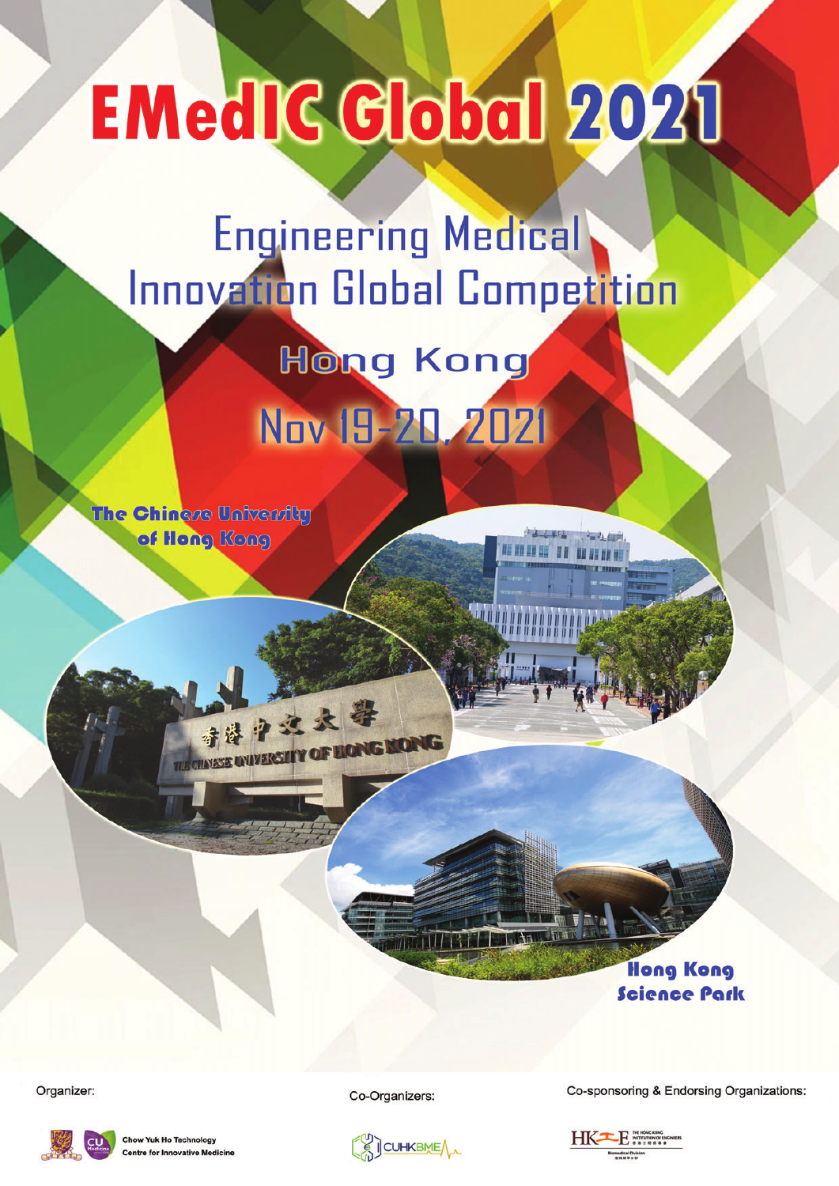# EMedIC Global 2021

## Engineering Medical Innovation Global Competition

### Hong Kong

### Nov 19-20, 2021

The Chinese University of Hong Kong

Hong Kong Science Park

Organizer:

Chow Yuk Ho Technology Centre for Innovative Medicine

Co-Organizers:

CUHKBME

Co-sponsoring & Endorsing Organizations:

HKIE The Hong Kong Institution of Engineers 香港工程師學會 Biomedical Division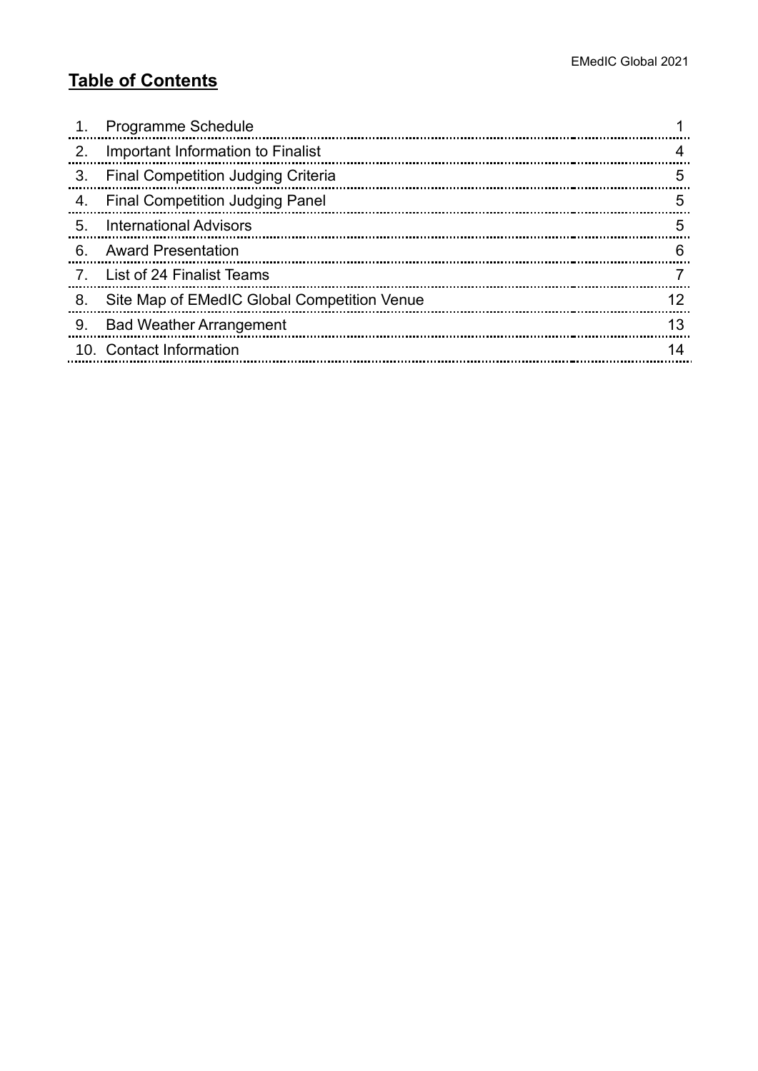## Table of Contents

| | | |
|---|---|---|
| 1. | Programme Schedule | 1 |
| 2. | Important Information to Finalist | 4 |
| 3. | Final Competition Judging Criteria | 5 |
| 4. | Final Competition Judging Panel | 5 |
| 5. | International Advisors | 5 |
| 6. | Award Presentation | 6 |
| 7. | List of 24 Finalist Teams | 7 |
| 8. | Site Map of EMedIC Global Competition Venue | 12 |
| 9. | Bad Weather Arrangement | 13 |
| 10. | Contact Information | 14 |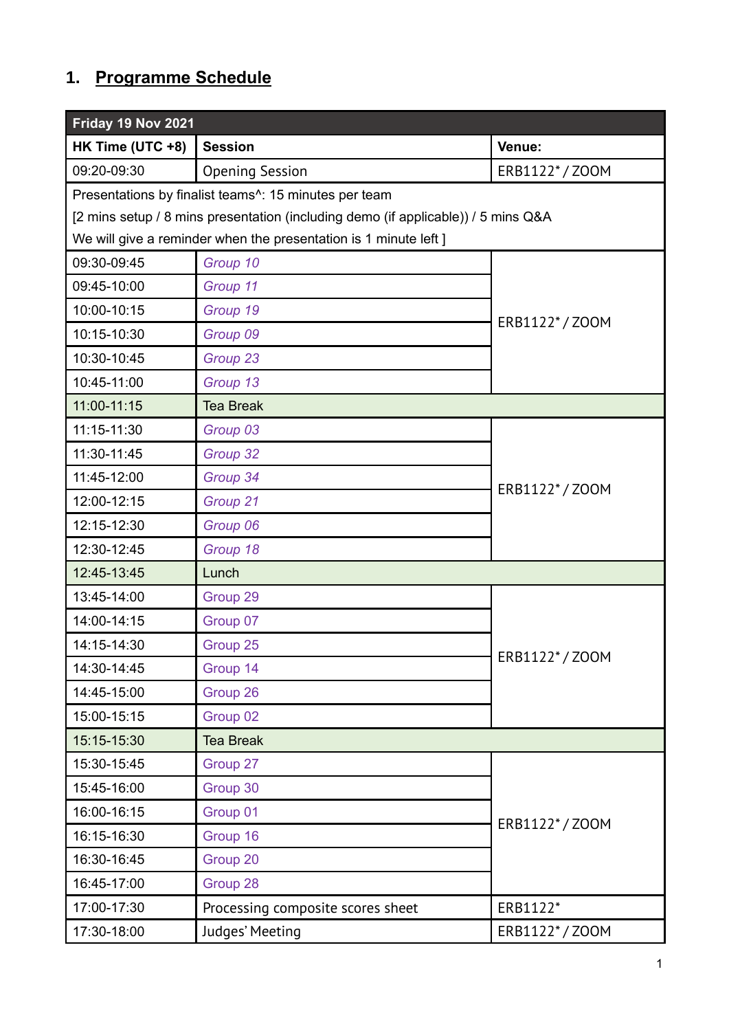## 1. Programme Schedule

| Friday 19 Nov 2021 | | |
|---|---|---|
| **HK Time (UTC +8)** | **Session** | **Venue:** |
| 09:20-09:30 | Opening Session | ERB1122* / ZOOM |
| Presentations by finalist teams^: 15 minutes per team<br>[2 mins setup / 8 mins presentation (including demo (if applicable)) / 5 mins Q&A<br>We will give a reminder when the presentation is 1 minute left ] | | |
| 09:30-09:45 | *Group 10* | ERB1122* / ZOOM |
| 09:45-10:00 | *Group 11* | |
| 10:00-10:15 | *Group 19* | |
| 10:15-10:30 | *Group 09* | |
| 10:30-10:45 | *Group 23* | |
| 10:45-11:00 | *Group 13* | |
| 11:00-11:15 | Tea Break | |
| 11:15-11:30 | *Group 03* | ERB1122* / ZOOM |
| 11:30-11:45 | *Group 32* | |
| 11:45-12:00 | *Group 34* | |
| 12:00-12:15 | *Group 21* | |
| 12:15-12:30 | *Group 06* | |
| 12:30-12:45 | *Group 18* | |
| 12:45-13:45 | Lunch | |
| 13:45-14:00 | Group 29 | ERB1122* / ZOOM |
| 14:00-14:15 | Group 07 | |
| 14:15-14:30 | Group 25 | |
| 14:30-14:45 | Group 14 | |
| 14:45-15:00 | Group 26 | |
| 15:00-15:15 | Group 02 | |
| 15:15-15:30 | Tea Break | |
| 15:30-15:45 | Group 27 | ERB1122* / ZOOM |
| 15:45-16:00 | Group 30 | |
| 16:00-16:15 | Group 01 | |
| 16:15-16:30 | Group 16 | |
| 16:30-16:45 | Group 20 | |
| 16:45-17:00 | Group 28 | |
| 17:00-17:30 | Processing composite scores sheet | ERB1122* |
| 17:30-18:00 | Judges' Meeting | ERB1122* / ZOOM |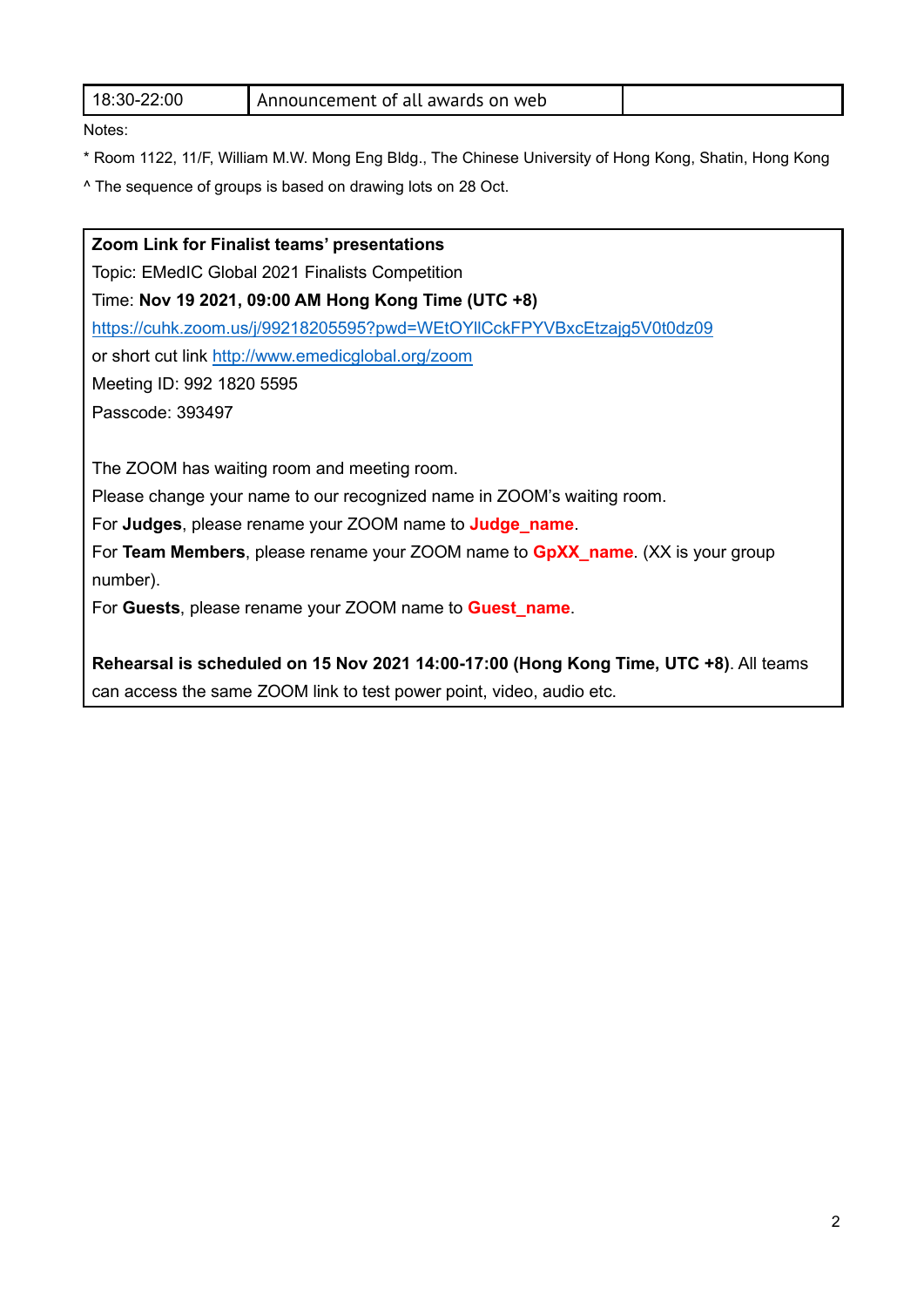| 18:30-22:00 | Announcement of all awards on web | |
|---|---|---|

Notes:

* Room 1122, 11/F, William M.W. Mong Eng Bldg., The Chinese University of Hong Kong, Shatin, Hong Kong

^ The sequence of groups is based on drawing lots on 28 Oct.

**Zoom Link for Finalist teams' presentations**

Topic: EMedIC Global 2021 Finalists Competition

Time: **Nov 19 2021, 09:00 AM Hong Kong Time (UTC +8)**

https://cuhk.zoom.us/j/99218205595?pwd=WEtOYllCckFPYVBxcEtzajg5V0t0dz09

or short cut link http://www.emedicglobal.org/zoom

Meeting ID: 992 1820 5595

Passcode: 393497

The ZOOM has waiting room and meeting room.

Please change your name to our recognized name in ZOOM's waiting room.

For **Judges**, please rename your ZOOM name to **Judge_name**.

For **Team Members**, please rename your ZOOM name to **GpXX_name**. (XX is your group number).

For **Guests**, please rename your ZOOM name to **Guest_name**.

**Rehearsal is scheduled on 15 Nov 2021 14:00-17:00 (Hong Kong Time, UTC +8)**. All teams can access the same ZOOM link to test power point, video, audio etc.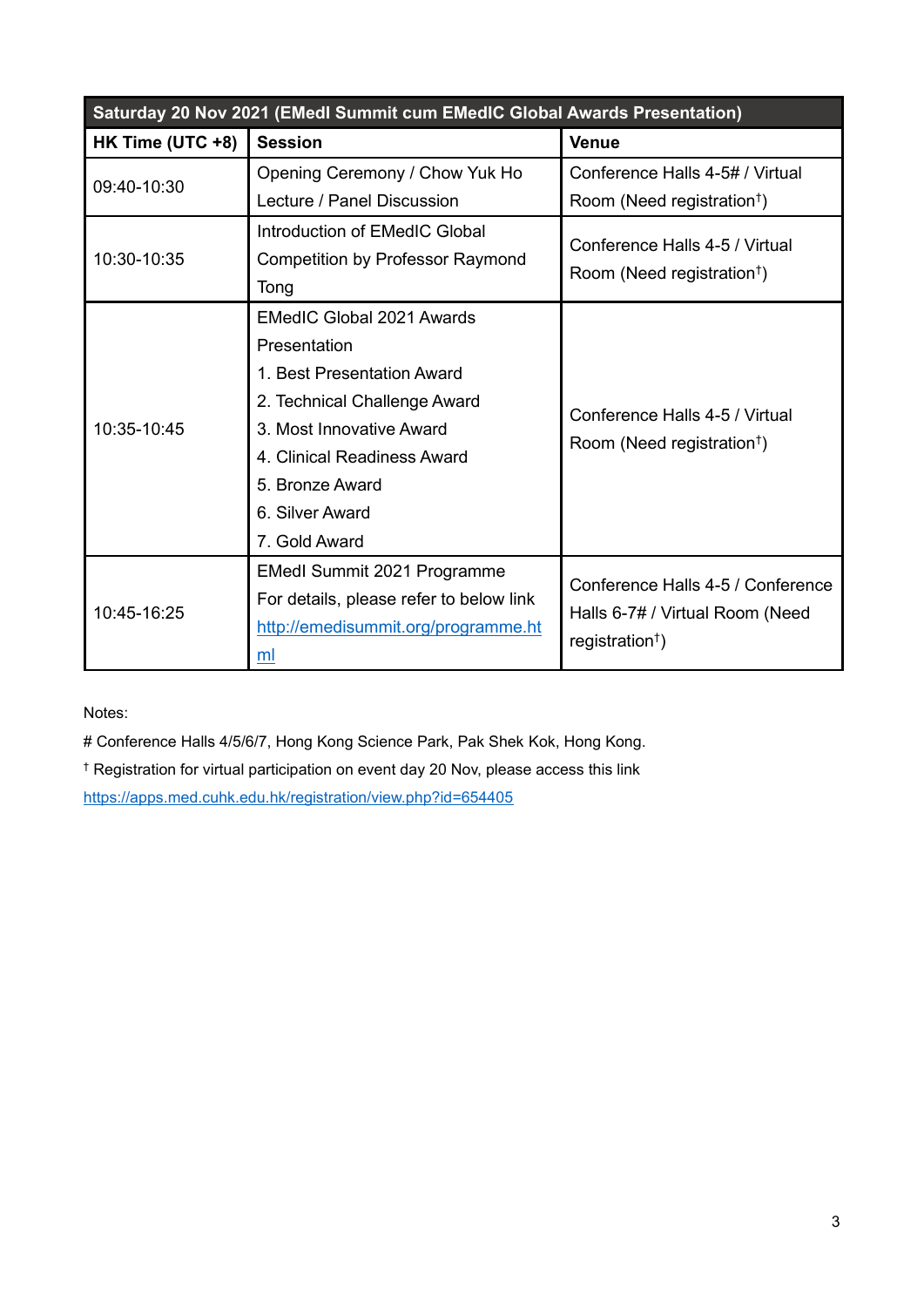| Saturday 20 Nov 2021 (EMedI Summit cum EMedIC Global Awards Presentation) | | |
|---|---|---|
| **HK Time (UTC +8)** | **Session** | **Venue** |
| 09:40-10:30 | Opening Ceremony / Chow Yuk Ho Lecture / Panel Discussion | Conference Halls 4-5# / Virtual Room (Need registration†) |
| 10:30-10:35 | Introduction of EMedIC Global Competition by Professor Raymond Tong | Conference Halls 4-5 / Virtual Room (Need registration†) |
| 10:35-10:45 | EMedIC Global 2021 Awards Presentation<br>1. Best Presentation Award<br>2. Technical Challenge Award<br>3. Most Innovative Award<br>4. Clinical Readiness Award<br>5. Bronze Award<br>6. Silver Award<br>7. Gold Award | Conference Halls 4-5 / Virtual Room (Need registration†) |
| 10:45-16:25 | EMedI Summit 2021 Programme<br>For details, please refer to below link<br>http://emedisummit.org/programme.html | Conference Halls 4-5 / Conference Halls 6-7# / Virtual Room (Need registration†) |

Notes:

# Conference Halls 4/5/6/7, Hong Kong Science Park, Pak Shek Kok, Hong Kong.

† Registration for virtual participation on event day 20 Nov, please access this link
https://apps.med.cuhk.edu.hk/registration/view.php?id=654405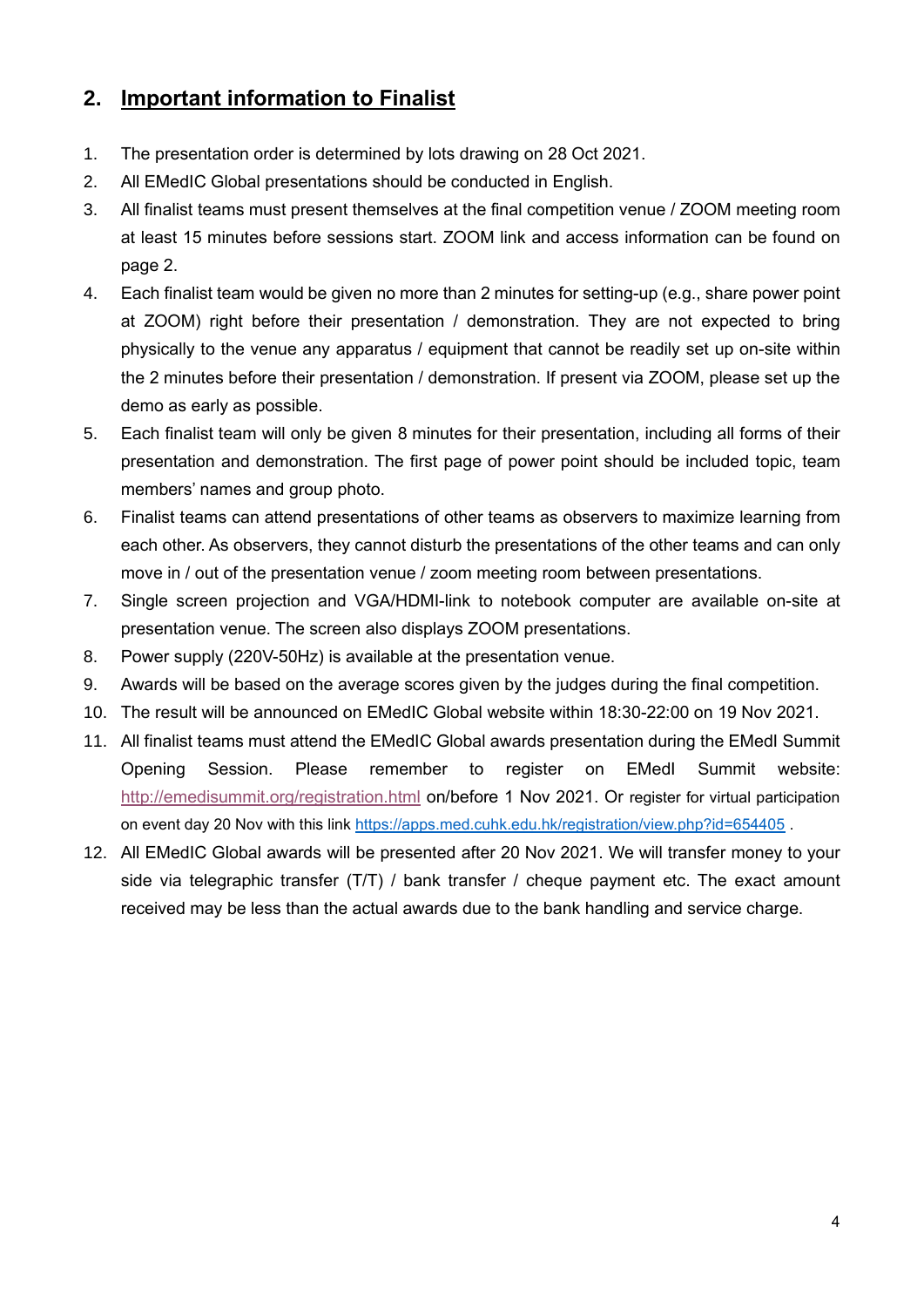## 2. Important information to Finalist

1. The presentation order is determined by lots drawing on 28 Oct 2021.
2. All EMedIC Global presentations should be conducted in English.
3. All finalist teams must present themselves at the final competition venue / ZOOM meeting room at least 15 minutes before sessions start. ZOOM link and access information can be found on page 2.
4. Each finalist team would be given no more than 2 minutes for setting-up (e.g., share power point at ZOOM) right before their presentation / demonstration. They are not expected to bring physically to the venue any apparatus / equipment that cannot be readily set up on-site within the 2 minutes before their presentation / demonstration. If present via ZOOM, please set up the demo as early as possible.
5. Each finalist team will only be given 8 minutes for their presentation, including all forms of their presentation and demonstration. The first page of power point should be included topic, team members' names and group photo.
6. Finalist teams can attend presentations of other teams as observers to maximize learning from each other. As observers, they cannot disturb the presentations of the other teams and can only move in / out of the presentation venue / zoom meeting room between presentations.
7. Single screen projection and VGA/HDMI-link to notebook computer are available on-site at presentation venue. The screen also displays ZOOM presentations.
8. Power supply (220V-50Hz) is available at the presentation venue.
9. Awards will be based on the average scores given by the judges during the final competition.
10. The result will be announced on EMedIC Global website within 18:30-22:00 on 19 Nov 2021.
11. All finalist teams must attend the EMedIC Global awards presentation during the EMedI Summit Opening Session. Please remember to register on EMedI Summit website: http://emedisummit.org/registration.html on/before 1 Nov 2021. Or register for virtual participation on event day 20 Nov with this link https://apps.med.cuhk.edu.hk/registration/view.php?id=654405 .
12. All EMedIC Global awards will be presented after 20 Nov 2021. We will transfer money to your side via telegraphic transfer (T/T) / bank transfer / cheque payment etc. The exact amount received may be less than the actual awards due to the bank handling and service charge.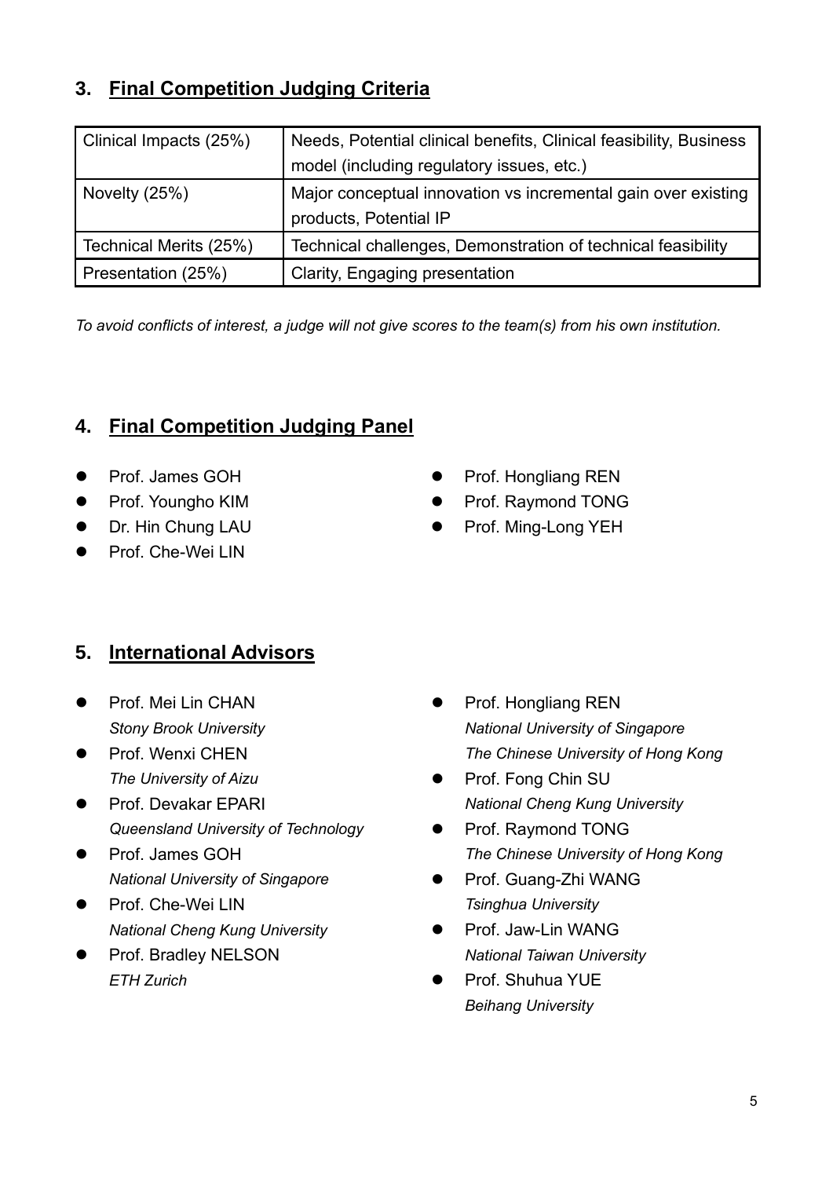## 3. Final Competition Judging Criteria

| Clinical Impacts (25%) | Needs, Potential clinical benefits, Clinical feasibility, Business model (including regulatory issues, etc.) |
|---|---|
| Novelty (25%) | Major conceptual innovation vs incremental gain over existing products, Potential IP |
| Technical Merits (25%) | Technical challenges, Demonstration of technical feasibility |
| Presentation (25%) | Clarity, Engaging presentation |

*To avoid conflicts of interest, a judge will not give scores to the team(s) from his own institution.*

## 4. Final Competition Judging Panel

- Prof. James GOH
- Prof. Youngho KIM
- Dr. Hin Chung LAU
- Prof. Che-Wei LIN
- Prof. Hongliang REN
- Prof. Raymond TONG
- Prof. Ming-Long YEH

## 5. International Advisors

- Prof. Mei Lin CHAN
  *Stony Brook University*
- Prof. Wenxi CHEN
  *The University of Aizu*
- Prof. Devakar EPARI
  *Queensland University of Technology*
- Prof. James GOH
  *National University of Singapore*
- Prof. Che-Wei LIN
  *National Cheng Kung University*
- Prof. Bradley NELSON
  *ETH Zurich*
- Prof. Hongliang REN
  *National University of Singapore*
  *The Chinese University of Hong Kong*
- Prof. Fong Chin SU
  *National Cheng Kung University*
- Prof. Raymond TONG
  *The Chinese University of Hong Kong*
- Prof. Guang-Zhi WANG
  *Tsinghua University*
- Prof. Jaw-Lin WANG
  *National Taiwan University*
- Prof. Shuhua YUE
  *Beihang University*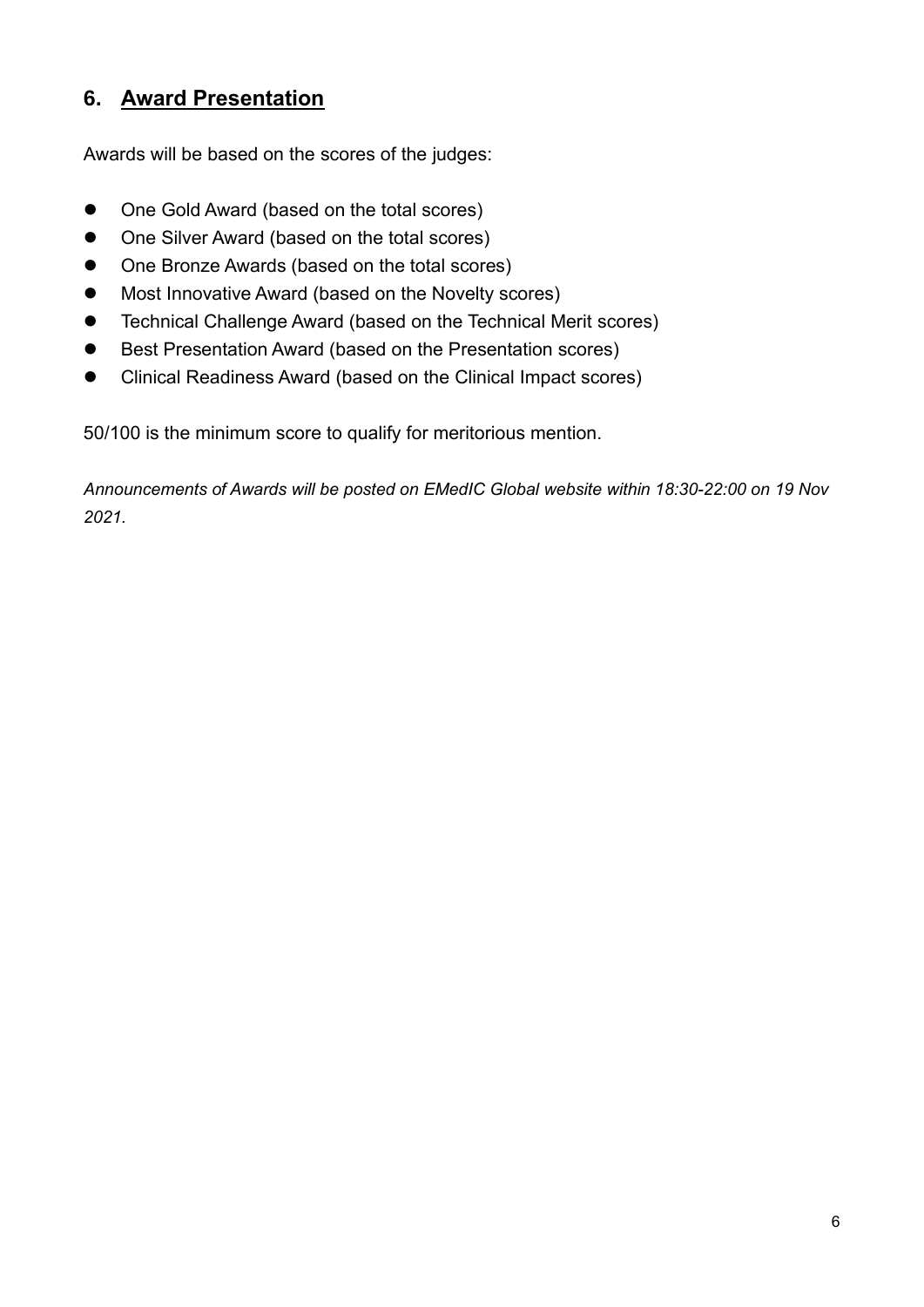## 6. Award Presentation

Awards will be based on the scores of the judges:

- One Gold Award (based on the total scores)
- One Silver Award (based on the total scores)
- One Bronze Awards (based on the total scores)
- Most Innovative Award (based on the Novelty scores)
- Technical Challenge Award (based on the Technical Merit scores)
- Best Presentation Award (based on the Presentation scores)
- Clinical Readiness Award (based on the Clinical Impact scores)

50/100 is the minimum score to qualify for meritorious mention.

*Announcements of Awards will be posted on EMedIC Global website within 18:30-22:00 on 19 Nov 2021.*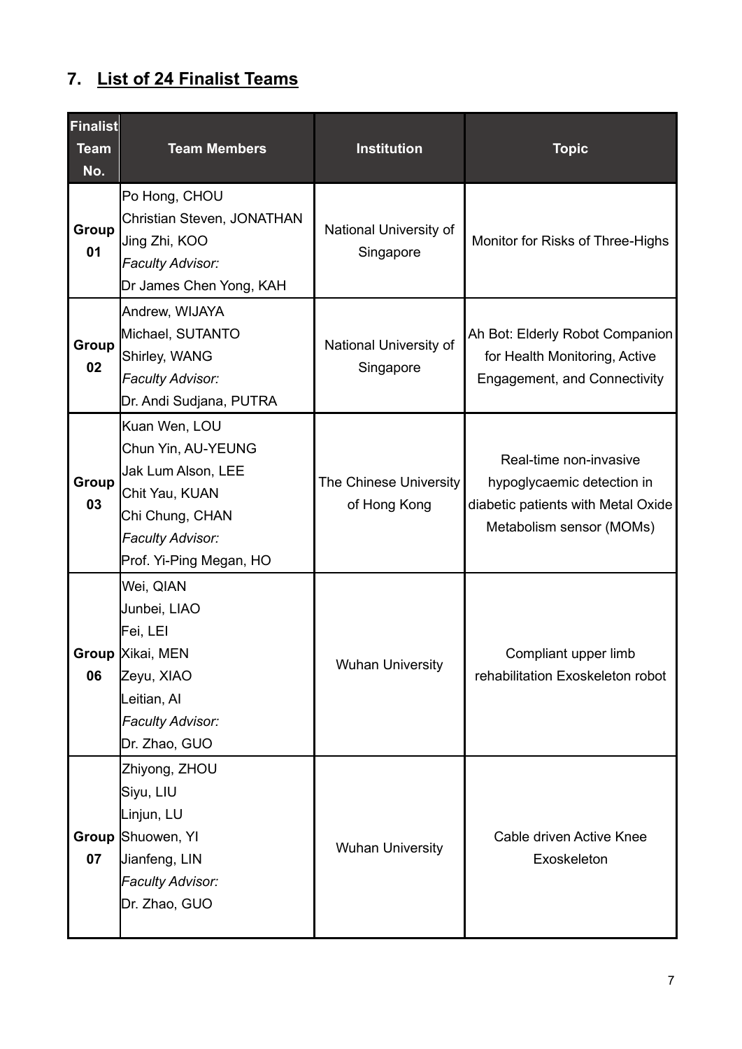## 7. List of 24 Finalist Teams

| Finalist Team No. | Team Members | Institution | Topic |
|---|---|---|---|
| Group 01 | Po Hong, CHOU<br>Christian Steven, JONATHAN<br>Jing Zhi, KOO<br>*Faculty Advisor:*<br>Dr James Chen Yong, KAH | National University of Singapore | Monitor for Risks of Three-Highs |
| Group 02 | Andrew, WIJAYA<br>Michael, SUTANTO<br>Shirley, WANG<br>*Faculty Advisor:*<br>Dr. Andi Sudjana, PUTRA | National University of Singapore | Ah Bot: Elderly Robot Companion for Health Monitoring, Active Engagement, and Connectivity |
| Group 03 | Kuan Wen, LOU<br>Chun Yin, AU-YEUNG<br>Jak Lum Alson, LEE<br>Chit Yau, KUAN<br>Chi Chung, CHAN<br>*Faculty Advisor:*<br>Prof. Yi-Ping Megan, HO | The Chinese University of Hong Kong | Real-time non-invasive hypoglycaemic detection in diabetic patients with Metal Oxide Metabolism sensor (MOMs) |
| Group 06 | Wei, QIAN<br>Junbei, LIAO<br>Fei, LEI<br>Xikai, MEN<br>Zeyu, XIAO<br>Leitian, AI<br>*Faculty Advisor:*<br>Dr. Zhao, GUO | Wuhan University | Compliant upper limb rehabilitation Exoskeleton robot |
| Group 07 | Zhiyong, ZHOU<br>Siyu, LIU<br>Linjun, LU<br>Shuowen, YI<br>Jianfeng, LIN<br>*Faculty Advisor:*<br>Dr. Zhao, GUO | Wuhan University | Cable driven Active Knee Exoskeleton |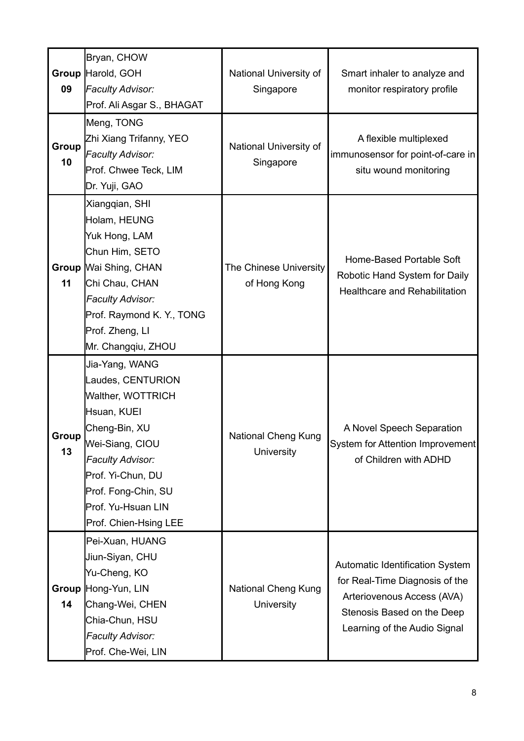| | | | |
|---|---|---|---|
| **Group 09** | Bryan, CHOW<br>Harold, GOH<br>*Faculty Advisor:*<br>Prof. Ali Asgar S., BHAGAT | National University of Singapore | Smart inhaler to analyze and monitor respiratory profile |
| **Group 10** | Meng, TONG<br>Zhi Xiang Trifanny, YEO<br>*Faculty Advisor:*<br>Prof. Chwee Teck, LIM<br>Dr. Yuji, GAO | National University of Singapore | A flexible multiplexed immunosensor for point-of-care in situ wound monitoring |
| **Group 11** | Xiangqian, SHI<br>Holam, HEUNG<br>Yuk Hong, LAM<br>Chun Him, SETO<br>Wai Shing, CHAN<br>Chi Chau, CHAN<br>*Faculty Advisor:*<br>Prof. Raymond K. Y., TONG<br>Prof. Zheng, LI<br>Mr. Changqiu, ZHOU | The Chinese University of Hong Kong | Home-Based Portable Soft Robotic Hand System for Daily Healthcare and Rehabilitation |
| **Group 13** | Jia-Yang, WANG<br>Laudes, CENTURION<br>Walther, WOTTRICH<br>Hsuan, KUEI<br>Cheng-Bin, XU<br>Wei-Siang, CIOU<br>*Faculty Advisor:*<br>Prof. Yi-Chun, DU<br>Prof. Fong-Chin, SU<br>Prof. Yu-Hsuan LIN<br>Prof. Chien-Hsing LEE | National Cheng Kung University | A Novel Speech Separation System for Attention Improvement of Children with ADHD |
| **Group 14** | Pei-Xuan, HUANG<br>Jiun-Siyan, CHU<br>Yu-Cheng, KO<br>Hong-Yun, LIN<br>Chang-Wei, CHEN<br>Chia-Chun, HSU<br>*Faculty Advisor:*<br>Prof. Che-Wei, LIN | National Cheng Kung University | Automatic Identification System for Real-Time Diagnosis of the Arteriovenous Access (AVA) Stenosis Based on the Deep Learning of the Audio Signal |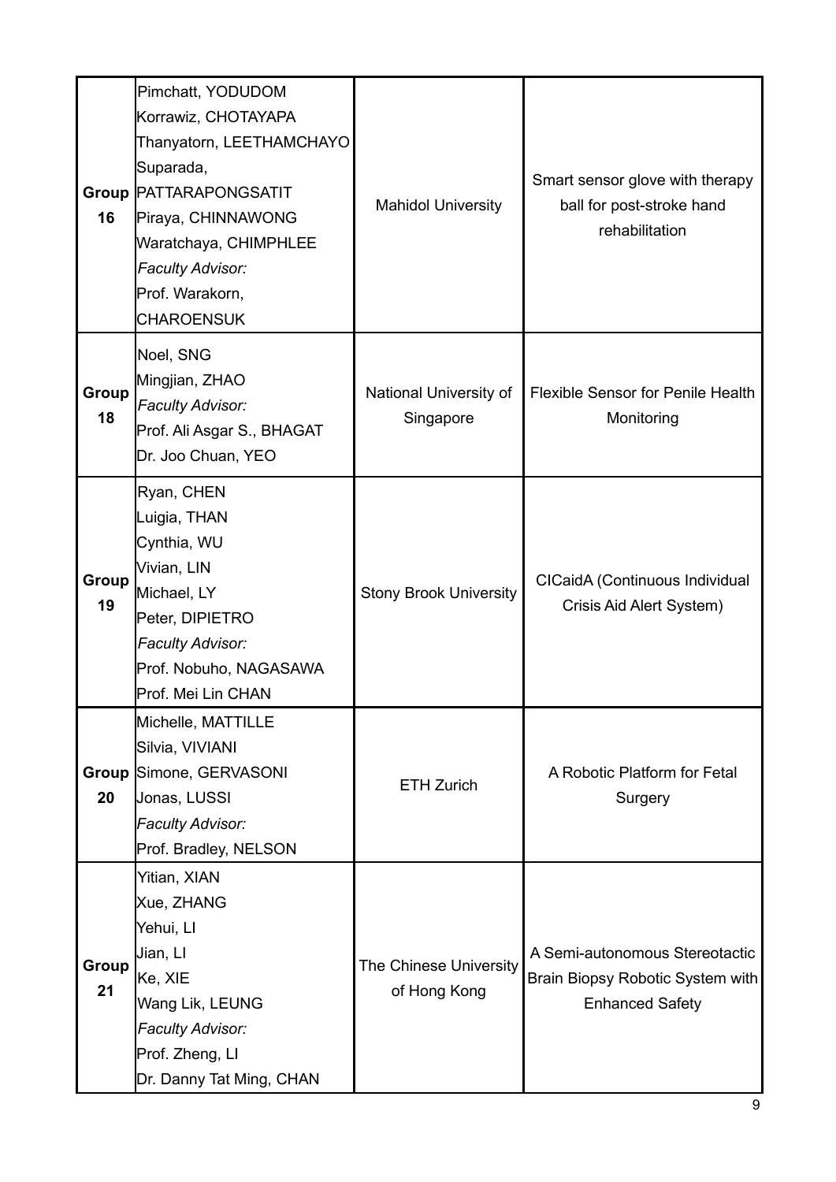| | | | |
|---|---|---|---|
| **Group 16** | Pimchatt, YODUDOM<br>Korrawiz, CHOTAYAPA<br>Thanyatorn, LEETHAMCHAYO<br>Suparada, PATTARAPONGSATIT<br>Piraya, CHINNAWONG<br>Waratchaya, CHIMPHLEE<br>*Faculty Advisor:*<br>Prof. Warakorn, CHAROENSUK | Mahidol University | Smart sensor glove with therapy ball for post-stroke hand rehabilitation |
| **Group 18** | Noel, SNG<br>Mingjian, ZHAO<br>*Faculty Advisor:*<br>Prof. Ali Asgar S., BHAGAT<br>Dr. Joo Chuan, YEO | National University of Singapore | Flexible Sensor for Penile Health Monitoring |
| **Group 19** | Ryan, CHEN<br>Luigia, THAN<br>Cynthia, WU<br>Vivian, LIN<br>Michael, LY<br>Peter, DIPIETRO<br>*Faculty Advisor:*<br>Prof. Nobuho, NAGASAWA<br>Prof. Mei Lin CHAN | Stony Brook University | CICaidA (Continuous Individual Crisis Aid Alert System) |
| **Group 20** | Michelle, MATTILLE<br>Silvia, VIVIANI<br>Simone, GERVASONI<br>Jonas, LUSSI<br>*Faculty Advisor:*<br>Prof. Bradley, NELSON | ETH Zurich | A Robotic Platform for Fetal Surgery |
| **Group 21** | Yitian, XIAN<br>Xue, ZHANG<br>Yehui, LI<br>Jian, LI<br>Ke, XIE<br>Wang Lik, LEUNG<br>*Faculty Advisor:*<br>Prof. Zheng, LI<br>Dr. Danny Tat Ming, CHAN | The Chinese University of Hong Kong | A Semi-autonomous Stereotactic Brain Biopsy Robotic System with Enhanced Safety |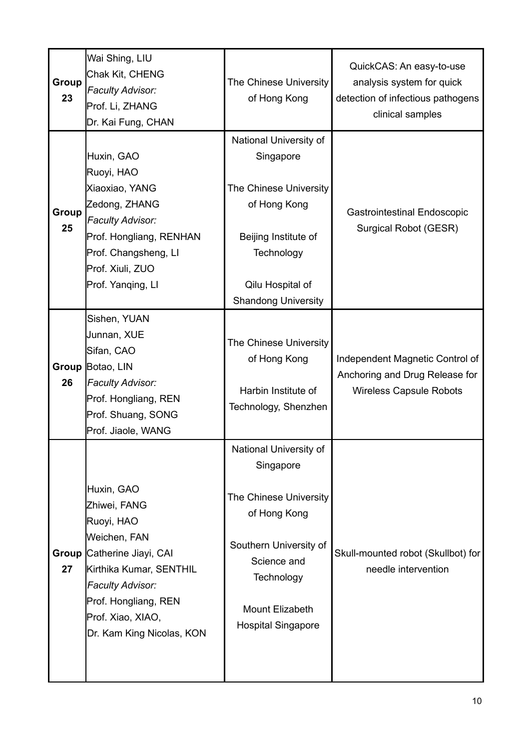| | | | |
|---|---|---|---|
| **Group 23** | Wai Shing, LIU<br>Chak Kit, CHENG<br>*Faculty Advisor:*<br>Prof. Li, ZHANG<br>Dr. Kai Fung, CHAN | The Chinese University of Hong Kong | QuickCAS: An easy-to-use analysis system for quick detection of infectious pathogens clinical samples |
| **Group 25** | Huxin, GAO<br>Ruoyi, HAO<br>Xiaoxiao, YANG<br>Zedong, ZHANG<br>*Faculty Advisor:*<br>Prof. Hongliang, RENHAN<br>Prof. Changsheng, LI<br>Prof. Xiuli, ZUO<br>Prof. Yanqing, LI | National University of Singapore<br><br>The Chinese University of Hong Kong<br><br>Beijing Institute of Technology<br><br>Qilu Hospital of Shandong University | Gastrointestinal Endoscopic Surgical Robot (GESR) |
| **Group 26** | Sishen, YUAN<br>Junnan, XUE<br>Sifan, CAO<br>Botao, LIN<br>*Faculty Advisor:*<br>Prof. Hongliang, REN<br>Prof. Shuang, SONG<br>Prof. Jiaole, WANG | The Chinese University of Hong Kong<br><br>Harbin Institute of Technology, Shenzhen | Independent Magnetic Control of Anchoring and Drug Release for Wireless Capsule Robots |
| **Group 27** | Huxin, GAO<br>Zhiwei, FANG<br>Ruoyi, HAO<br>Weichen, FAN<br>Catherine Jiayi, CAI<br>Kirthika Kumar, SENTHIL<br>*Faculty Advisor:*<br>Prof. Hongliang, REN<br>Prof. Xiao, XIAO,<br>Dr. Kam King Nicolas, KON | National University of Singapore<br><br>The Chinese University of Hong Kong<br><br>Southern University of Science and Technology<br><br>Mount Elizabeth Hospital Singapore | Skull-mounted robot (Skullbot) for needle intervention |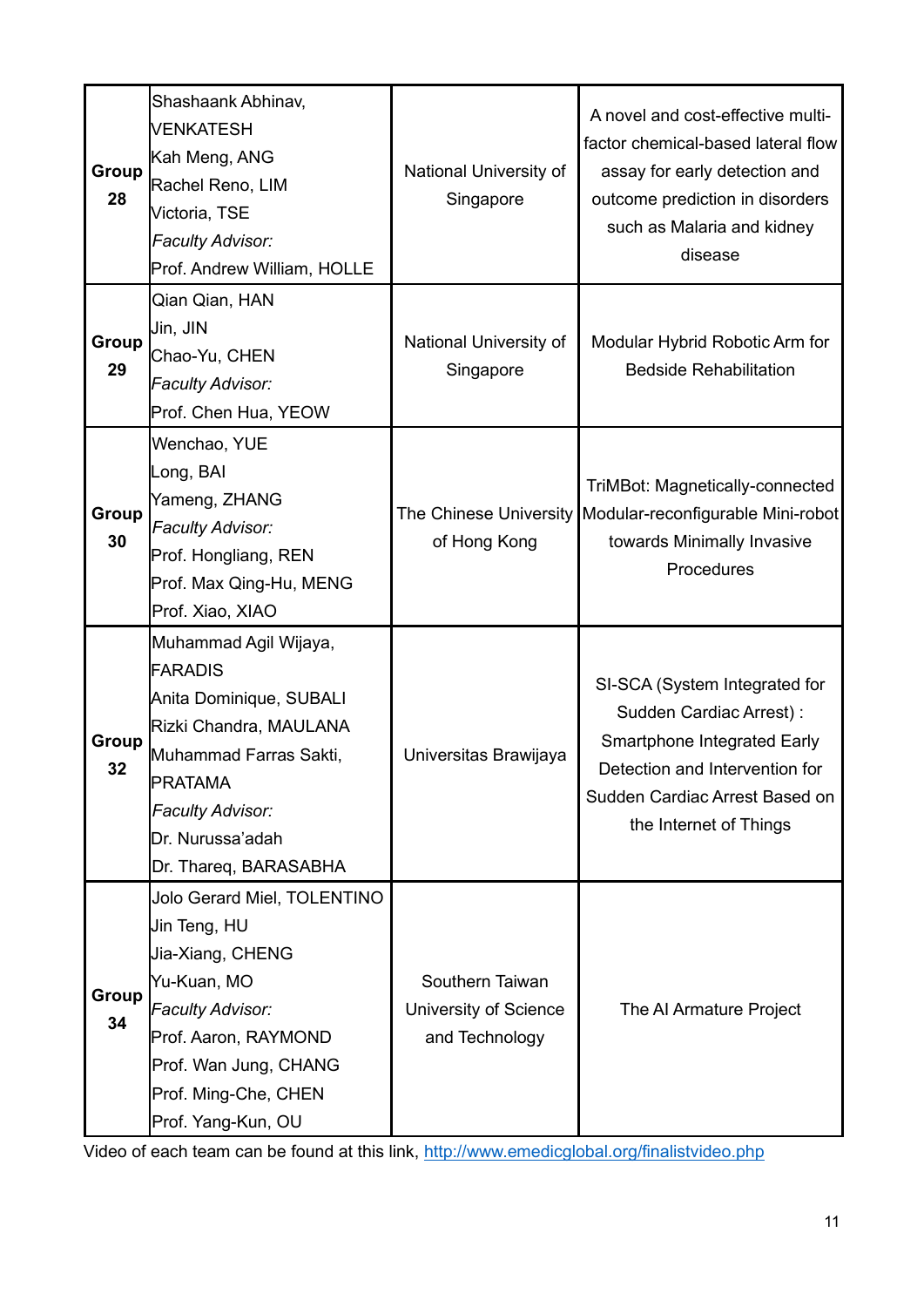| | | | |
|---|---|---|---|
| **Group 28** | Shashaank Abhinav, VENKATESH<br>Kah Meng, ANG<br>Rachel Reno, LIM<br>Victoria, TSE<br>*Faculty Advisor:*<br>Prof. Andrew William, HOLLE | National University of Singapore | A novel and cost-effective multi-factor chemical-based lateral flow assay for early detection and outcome prediction in disorders such as Malaria and kidney disease |
| **Group 29** | Qian Qian, HAN<br>Jin, JIN<br>Chao-Yu, CHEN<br>*Faculty Advisor:*<br>Prof. Chen Hua, YEOW | National University of Singapore | Modular Hybrid Robotic Arm for Bedside Rehabilitation |
| **Group 30** | Wenchao, YUE<br>Long, BAI<br>Yameng, ZHANG<br>*Faculty Advisor:*<br>Prof. Hongliang, REN<br>Prof. Max Qing-Hu, MENG<br>Prof. Xiao, XIAO | The Chinese University of Hong Kong | TriMBot: Magnetically-connected Modular-reconfigurable Mini-robot towards Minimally Invasive Procedures |
| **Group 32** | Muhammad Agil Wijaya, FARADIS<br>Anita Dominique, SUBALI<br>Rizki Chandra, MAULANA<br>Muhammad Farras Sakti, PRATAMA<br>*Faculty Advisor:*<br>Dr. Nurussa'adah<br>Dr. Thareq, BARASABHA | Universitas Brawijaya | SI-SCA (System Integrated for Sudden Cardiac Arrest) : Smartphone Integrated Early Detection and Intervention for Sudden Cardiac Arrest Based on the Internet of Things |
| **Group 34** | Jolo Gerard Miel, TOLENTINO<br>Jin Teng, HU<br>Jia-Xiang, CHENG<br>Yu-Kuan, MO<br>*Faculty Advisor:*<br>Prof. Aaron, RAYMOND<br>Prof. Wan Jung, CHANG<br>Prof. Ming-Che, CHEN<br>Prof. Yang-Kun, OU | Southern Taiwan University of Science and Technology | The AI Armature Project |

Video of each team can be found at this link, http://www.emedicglobal.org/finalistvideo.php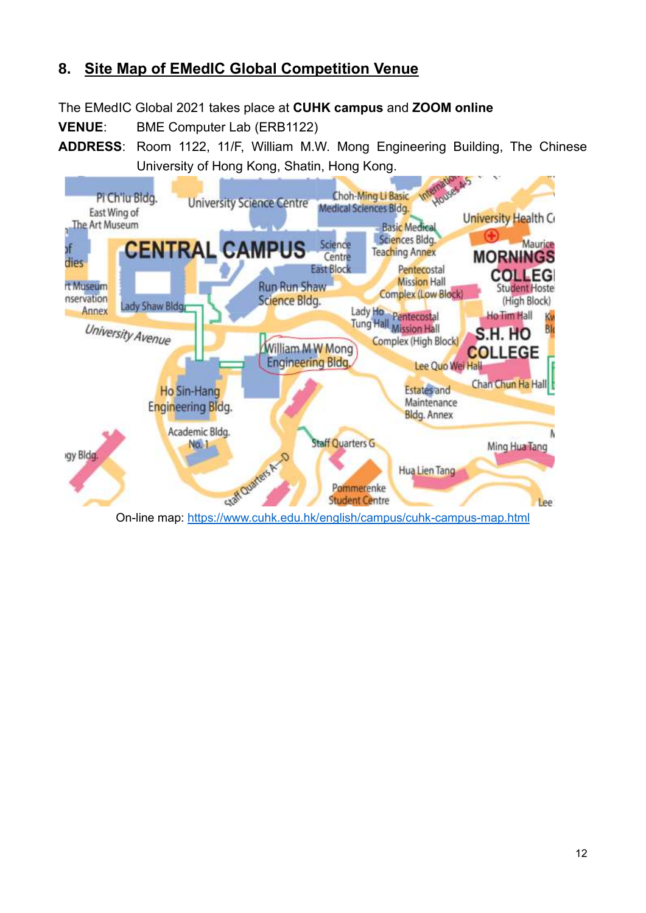## 8. Site Map of EMedIC Global Competition Venue

The EMedIC Global 2021 takes place at **CUHK campus** and **ZOOM online**

**VENUE**: BME Computer Lab (ERB1122)

**ADDRESS**: Room 1122, 11/F, William M.W. Mong Engineering Building, The Chinese University of Hong Kong, Shatin, Hong Kong.

On-line map: https://www.cuhk.edu.hk/english/campus/cuhk-campus-map.html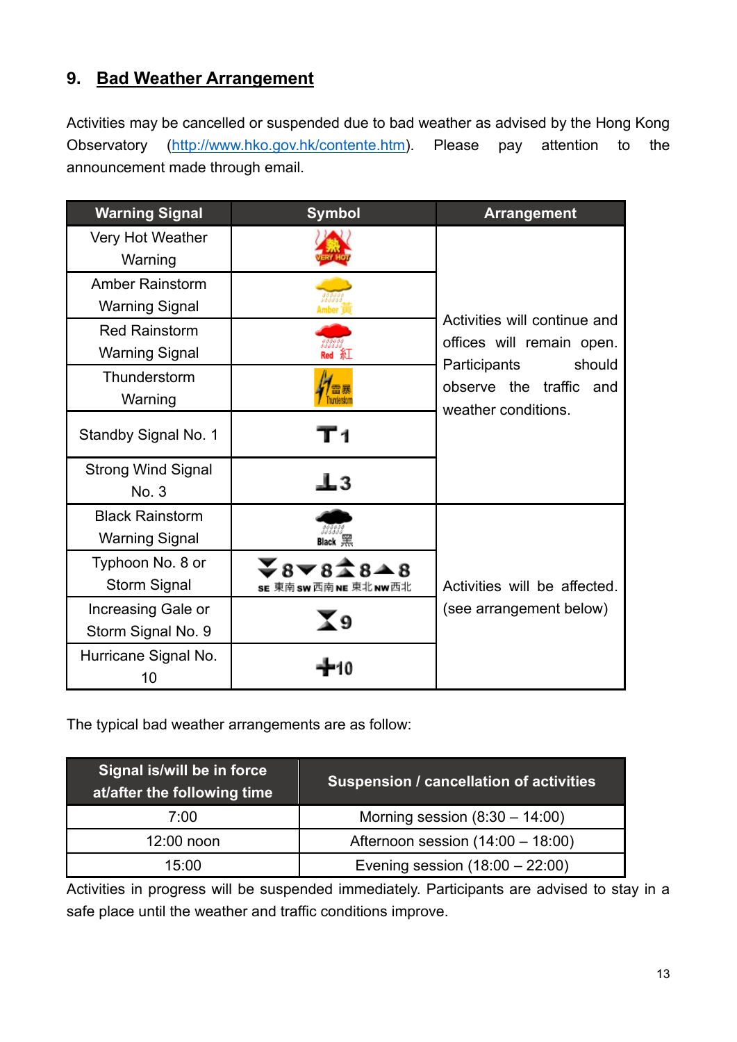## 9. Bad Weather Arrangement

Activities may be cancelled or suspended due to bad weather as advised by the Hong Kong Observatory (http://www.hko.gov.hk/contente.htm). Please pay attention to the announcement made through email.

| Warning Signal | Symbol | Arrangement |
|---|---|---|
| Very Hot Weather Warning | 熱 VERY HOT | Activities will continue and offices will remain open. Participants should observe the traffic and weather conditions. |
| Amber Rainstorm Warning Signal | Amber 黃 | |
| Red Rainstorm Warning Signal | Red 紅 | |
| Thunderstorm Warning | 雷暴 Thunderstorm | |
| Standby Signal No. 1 | T1 | |
| Strong Wind Signal No. 3 | 3 | |
| Black Rainstorm Warning Signal | Black 黑 | Activities will be affected. (see arrangement below) |
| Typhoon No. 8 or Storm Signal | 8 8 8 8 SE 東南 SW 西南 NE 東北 NW 西北 | |
| Increasing Gale or Storm Signal No. 9 | 9 | |
| Hurricane Signal No. 10 | 10 | |

The typical bad weather arrangements are as follow:

| Signal is/will be in force at/after the following time | Suspension / cancellation of activities |
|---|---|
| 7:00 | Morning session (8:30 – 14:00) |
| 12:00 noon | Afternoon session (14:00 – 18:00) |
| 15:00 | Evening session (18:00 – 22:00) |

Activities in progress will be suspended immediately. Participants are advised to stay in a safe place until the weather and traffic conditions improve.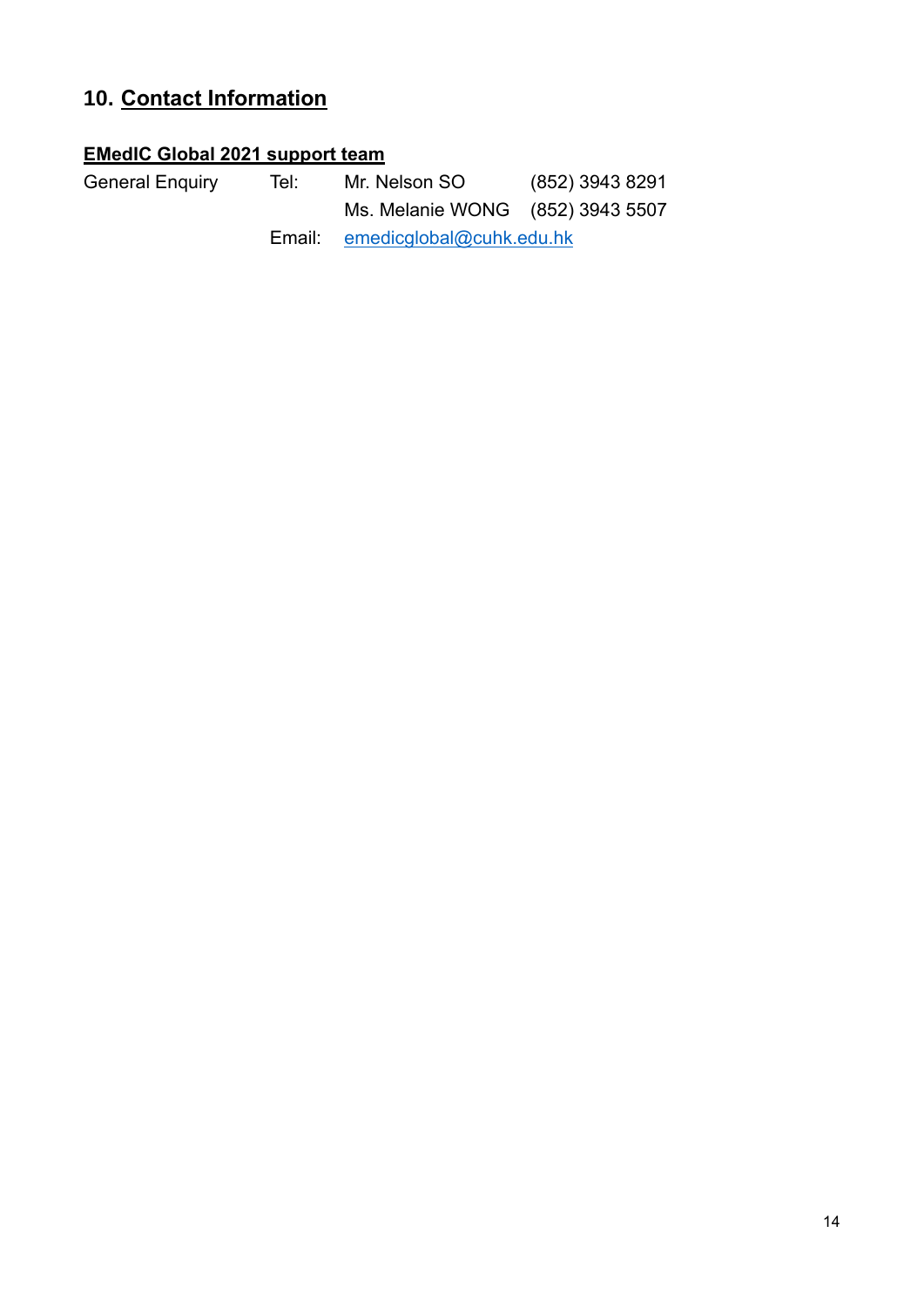## 10. Contact Information

**EMedIC Global 2021 support team**

| | | | |
|---|---|---|---|
| General Enquiry | Tel: | Mr. Nelson SO | (852) 3943 8291 |
| | | Ms. Melanie WONG | (852) 3943 5507 |
| | Email: | emedicglobal@cuhk.edu.hk | |